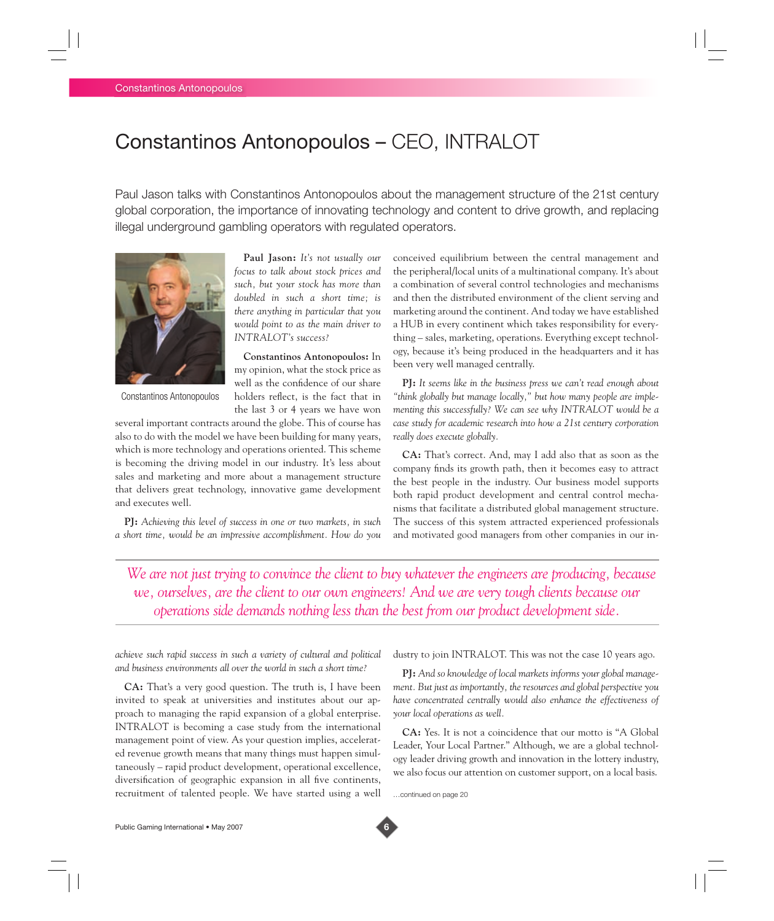# Constantinos Antonopoulos – CEO, INTRALOT

Paul Jason talks with Constantinos Antonopoulos about the management structure of the 21st century global corporation, the importance of innovating technology and content to drive growth, and replacing illegal underground gambling operators with regulated operators.

Constantinos Antonopoulos

**Paul Jason:** *It's not usually our focus to talk about stock prices and such, but your stock has more than doubled in such a short time; is there anything in particular that you would point to as the main driver to INTRALOT's success?*

**Constantinos Antonopoulos:** In my opinion, what the stock price as well as the confidence of our share holders reflect, is the fact that in the last 3 or 4 years we have won several important contracts around the globe. This of course has also to do with the model we have been building for many years, which is more technology and operations oriented. This scheme is becoming the driving model in our industry. It's less about sales and marketing and more about a management structure that delivers great technology, innovative game development and executes well.

**PJ:** *Achieving this level of success in one or two markets, in such a short time, would be an impressive accomplishment. How do you achieve such rapid success in such a variety of cultural and political and business environments all over the world in such a short time?*

**CA:** That's a very good question. The truth is, I have been invited to speak at universities and institutes about our approach to managing the rapid expansion of a global enterprise. INTRALOT is becoming a case study from the international management point of view. As your question implies, accelerated revenue growth means that many things must happen simultaneously – rapid product development, operational excellence, diversification of geographic expansion in all five continents, recruitment of talented people. We have started using a well conceived equilibrium between the central management and the peripheral/local units of a multinational company. It's about a combination of several control technologies and mechanisms and then the distributed environment of the client serving and marketing around the continent. And today we have established a HUB in every continent which takes responsibility for everything – sales, marketing, operations. Everything except technology, because it's being produced in the headquarters and it has been very well managed centrally.

**PJ:** *It seems like in the business press we can't read enough about "think globally but manage locally," but how many people are implementing this successfully? We can see why INTRALOT would be a case study for academic research into how a 21st century corporation really does execute globally.*

**CA:** That's correct. And, may I add also that as soon as the company finds its growth path, then it becomes easy to attract the best people in the industry. Our business model supports both rapid product development and central control mechanisms that facilitate a distributed global management structure. The success of this system attracted experienced professionals and motivated good managers from other companies in our industry to join INTRALOT. This was not the case 10 years ago.

> *We are not just trying to convince the client to buy whatever the engineers are producing, because we, ourselves, are the client to our own engineers! And we are very tough clients because our operations side demands nothing less than the best from our product development side.*

**PJ:** *And so knowledge of local markets informs your global management. But just as importantly, the resources and global perspective you have concentrated centrally would also enhance the effectiveness of your local operations as well.*

**CA:** Yes. It is not a coincidence that our motto is "A Global Leader, Your Local Partner." Although, we are a global technology leader driving growth and innovation in the lottery industry, we also focus our attention on customer support, on a local basis.

…continued on page 20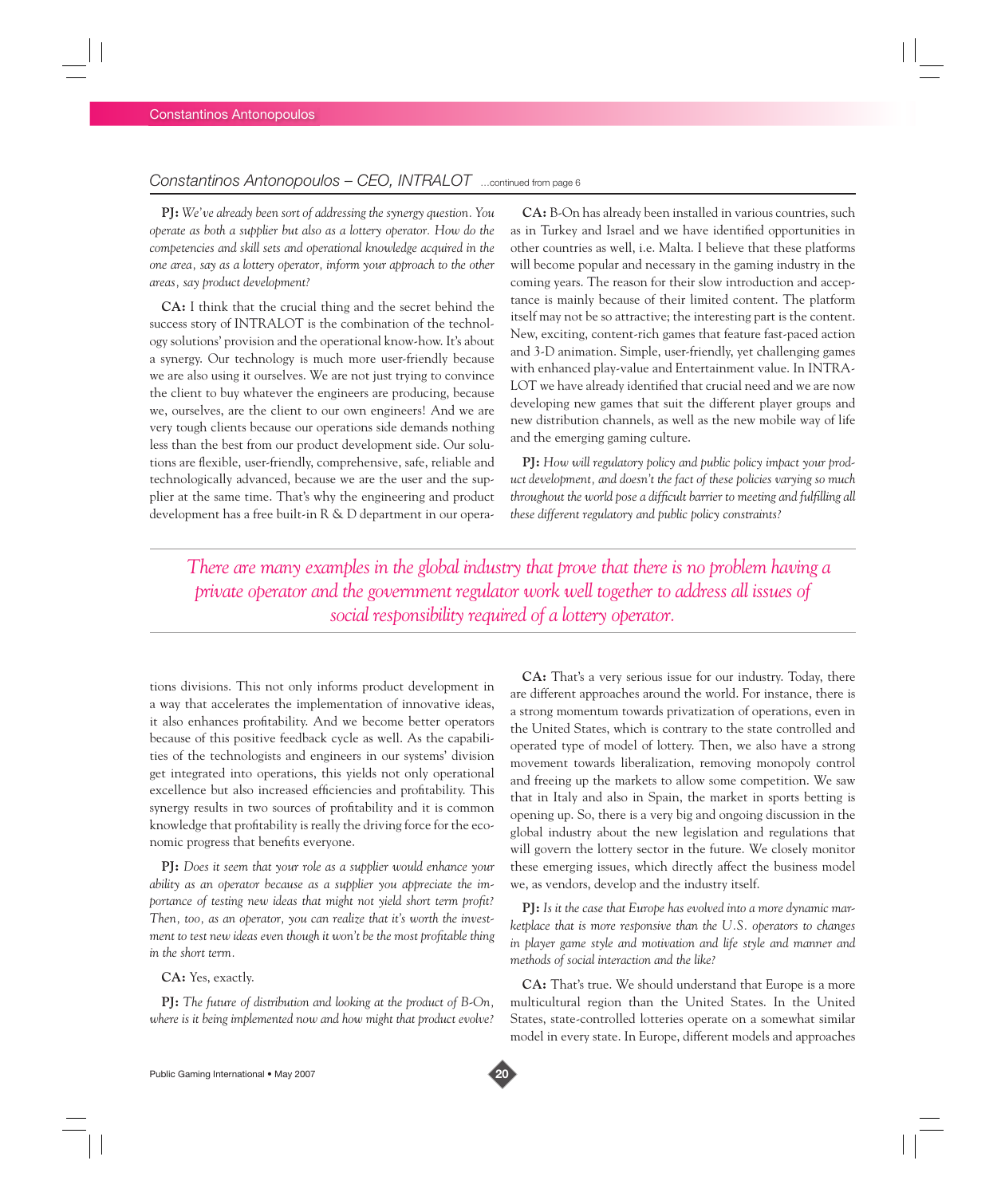## Constantinos Antonopoulos – CEO, INTRALOT ...continued from page 6

**PJ:** *We've already been sort of addressing the synergy question. You operate as both a supplier but also as a lottery operator. How do the competencies and skill sets and operational knowledge acquired in the one area, say as a lottery operator, inform your approach to the other areas, say product development?*

**CA:** I think that the crucial thing and the secret behind the success story of INTRALOT is the combination of the technology solutions' provision and the operational know-how. It's about a synergy. Our technology is much more user-friendly because we are also using it ourselves. We are not just trying to convince the client to buy whatever the engineers are producing, because we, ourselves, are the client to our own engineers! And we are very tough clients because our operations side demands nothing less than the best from our product development side. Our solutions are flexible, user-friendly, comprehensive, safe, reliable and technologically advanced, because we are the user and the supplier at the same time. That's why the engineering and product development has a free built-in R & D department in our operations divisions. This not only informs product development in a way that accelerates the implementation of innovative ideas, it also enhances profitability. And we become better operators because of this positive feedback cycle as well. As the capabilities of the technologists and engineers in our systems' division get integrated into operations, this yields not only operational excellence but also increased efficiencies and profitability. This synergy results in two sources of profitability and it is common knowledge that profitability is really the driving force for the economic progress that benefits everyone.

**PJ:** *Does it seem that your role as a supplier would enhance your ability as an operator because as a supplier you appreciate the importance of testing new ideas that might not yield short term profit? Then, too, as an operator, you can realize that it's worth the investment to test new ideas even though it won't be the most profitable thing in the short term.*

**CA:** Yes, exactly.

**PJ:** *The future of distribution and looking at the product of B-On, where is it being implemented now and how might that product evolve?*

**CA:** B-On has already been installed in various countries, such as in Turkey and Israel and we have identified opportunities in other countries as well, i.e. Malta. I believe that these platforms will become popular and necessary in the gaming industry in the coming years. The reason for their slow introduction and acceptance is mainly because of their limited content. The platform itself may not be so attractive; the interesting part is the content. New, exciting, content-rich games that feature fast-paced action and 3-D animation. Simple, user-friendly, yet challenging games with enhanced play-value and Entertainment value. In INTRALOT we have already identified that crucial need and we are now developing new games that suit the different player groups and new distribution channels, as well as the new mobile way of life and the emerging gaming culture.

**PJ:** *How will regulatory policy and public policy impact your product development, and doesn't the fact of these policies varying so much throughout the world pose a difficult barrier to meeting and fulfilling all these different regulatory and public policy constraints?*

> *There are many examples in the global industry that prove that there is no problem having a private operator and the government regulator work well together to address all issues of social responsibility required of a lottery operator.*

**CA:** That's a very serious issue for our industry. Today, there are different approaches around the world. For instance, there is a strong momentum towards privatization of operations, even in the United States, which is contrary to the state controlled and operated type of model of lottery. Then, we also have a strong movement towards liberalization, removing monopoly control and freeing up the markets to allow some competition. We saw that in Italy and also in Spain, the market in sports betting is opening up. So, there is a very big and ongoing discussion in the global industry about the new legislation and regulations that will govern the lottery sector in the future. We closely monitor these emerging issues, which directly affect the business model we, as vendors, develop and the industry itself.

**PJ:** *Is it the case that Europe has evolved into a more dynamic marketplace that is more responsive than the U.S. operators to changes in player game style and motivation and life style and manner and methods of social interaction and the like?*

**CA:** That's true. We should understand that Europe is a more multicultural region than the United States. In the United States, state-controlled lotteries operate on a somewhat similar model in every state. In Europe, different models and approaches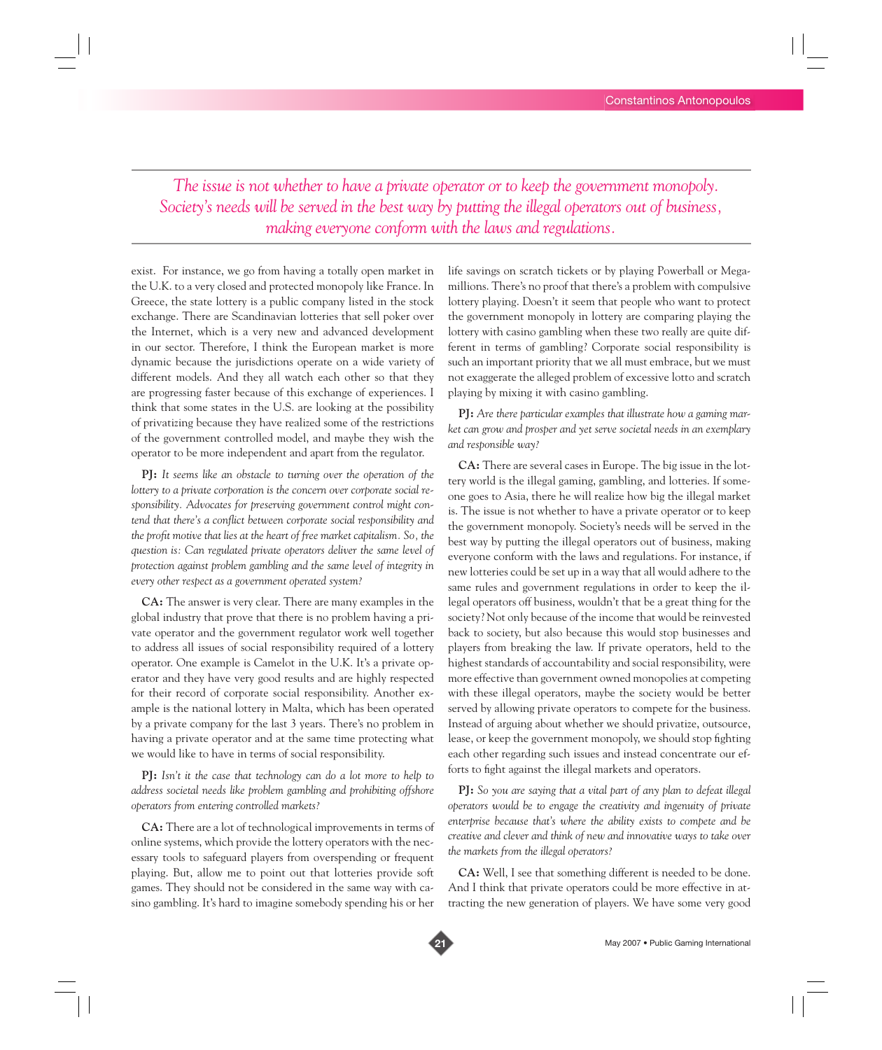*The issue is not whether to have a private operator or to keep the government monopoly. Society's needs will be served in the best way by putting the illegal operators out of business, making everyone conform with the laws and regulations.*

exist. For instance, we go from having a totally open market in the U.K. to a very closed and protected monopoly like France. In Greece, the state lottery is a public company listed in the stock exchange. There are Scandinavian lotteries that sell poker over the Internet, which is a very new and advanced development in our sector. Therefore, I think the European market is more dynamic because the jurisdictions operate on a wide variety of different models. And they all watch each other so that they are progressing faster because of this exchange of experiences. I think that some states in the U.S. are looking at the possibility of privatizing because they have realized some of the restrictions of the government controlled model, and maybe they wish the operator to be more independent and apart from the regulator.

**PJ:** *It seems like an obstacle to turning over the operation of the lottery to a private corporation is the concern over corporate social responsibility. Advocates for preserving government control might contend that there's a conflict between corporate social responsibility and the profit motive that lies at the heart of free market capitalism. So, the question is: Can regulated private operators deliver the same level of protection against problem gambling and the same level of integrity in every other respect as a government operated system?*

**CA:** The answer is very clear. There are many examples in the global industry that prove that there is no problem having a private operator and the government regulator work well together to address all issues of social responsibility required of a lottery operator. One example is Camelot in the U.K. It's a private operator and they have very good results and are highly respected for their record of corporate social responsibility. Another example is the national lottery in Malta, which has been operated by a private company for the last 3 years. There's no problem in having a private operator and at the same time protecting what we would like to have in terms of social responsibility.

**PJ:** *Isn't it the case that technology can do a lot more to help to address societal needs like problem gambling and prohibiting offshore operators from entering controlled markets?*

**CA:** There are a lot of technological improvements in terms of online systems, which provide the lottery operators with the necessary tools to safeguard players from overspending or frequent playing. But, allow me to point out that lotteries provide soft games. They should not be considered in the same way with casino gambling. It's hard to imagine somebody spending his or her life savings on scratch tickets or by playing Powerball or Megamillions. There's no proof that there's a problem with compulsive lottery playing. Doesn't it seem that people who want to protect the government monopoly in lottery are comparing playing the lottery with casino gambling when these two really are quite different in terms of gambling? Corporate social responsibility is such an important priority that we all must embrace, but we must not exaggerate the alleged problem of excessive lotto and scratch playing by mixing it with casino gambling.

**PJ:** *Are there particular examples that illustrate how a gaming market can grow and prosper and yet serve societal needs in an exemplary and responsible way?*

**CA:** There are several cases in Europe. The big issue in the lottery world is the illegal gaming, gambling, and lotteries. If someone goes to Asia, there he will realize how big the illegal market is. The issue is not whether to have a private operator or to keep the government monopoly. Society's needs will be served in the best way by putting the illegal operators out of business, making everyone conform with the laws and regulations. For instance, if new lotteries could be set up in a way that all would adhere to the same rules and government regulations in order to keep the illegal operators off business, wouldn't that be a great thing for the society? Not only because of the income that would be reinvested back to society, but also because this would stop businesses and players from breaking the law. If private operators, held to the highest standards of accountability and social responsibility, were more effective than government owned monopolies at competing with these illegal operators, maybe the society would be better served by allowing private operators to compete for the business. Instead of arguing about whether we should privatize, outsource, lease, or keep the government monopoly, we should stop fighting each other regarding such issues and instead concentrate our efforts to fight against the illegal markets and operators.

**PJ:** *So you are saying that a vital part of any plan to defeat illegal operators would be to engage the creativity and ingenuity of private enterprise because that's where the ability exists to compete and be creative and clever and think of new and innovative ways to take over the markets from the illegal operators?*

**CA:** Well, I see that something different is needed to be done. And I think that private operators could be more effective in attracting the new generation of players. We have some very good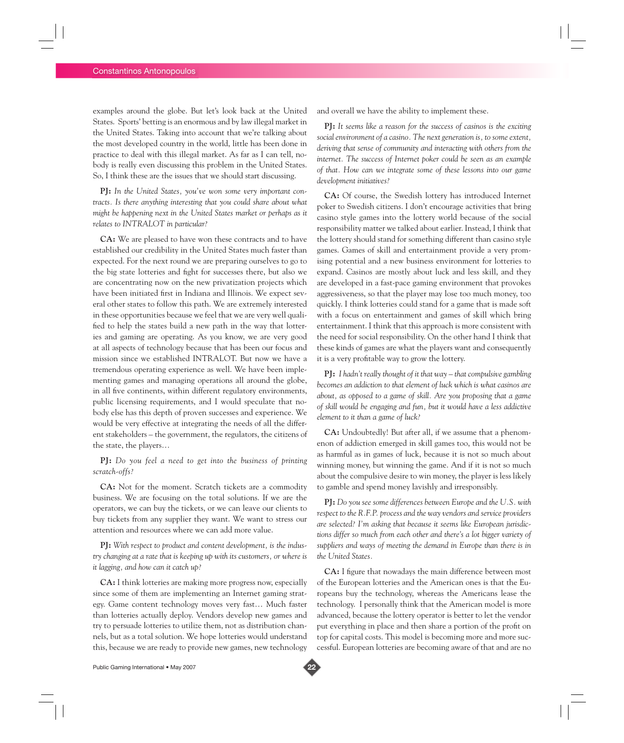examples around the globe. But let's look back at the United States. Sports' betting is an enormous and by law illegal market in the United States. Taking into account that we're talking about the most developed country in the world, little has been done in practice to deal with this illegal market. As far as I can tell, nobody is really even discussing this problem in the United States. So, I think these are the issues that we should start discussing.

**PJ:** *In the United States, you've won some very important contracts. Is there anything interesting that you could share about what might be happening next in the United States market or perhaps as it relates to INTRALOT in particular?*

**CA:** We are pleased to have won these contracts and to have established our credibility in the United States much faster than expected. For the next round we are preparing ourselves to go to the big state lotteries and fight for successes there, but also we are concentrating now on the new privatization projects which have been initiated first in Indiana and Illinois. We expect several other states to follow this path. We are extremely interested in these opportunities because we feel that we are very well qualified to help the states build a new path in the way that lotteries and gaming are operating. As you know, we are very good at all aspects of technology because that has been our focus and mission since we established INTRALOT. But now we have a tremendous operating experience as well. We have been implementing games and managing operations all around the globe, in all five continents, within different regulatory environments, public licensing requirements, and I would speculate that nobody else has this depth of proven successes and experience. We would be very effective at integrating the needs of all the different stakeholders – the government, the regulators, the citizens of the state, the players…

**PJ:** *Do you feel a need to get into the business of printing scratch-offs?*

**CA:** Not for the moment. Scratch tickets are a commodity business. We are focusing on the total solutions. If we are the operators, we can buy the tickets, or we can leave our clients to buy tickets from any supplier they want. We want to stress our attention and resources where we can add more value.

**PJ:** *With respect to product and content development, is the industry changing at a rate that is keeping up with its customers, or where is it lagging, and how can it catch up?*

**CA:** I think lotteries are making more progress now, especially since some of them are implementing an Internet gaming strategy. Game content technology moves very fast… Much faster than lotteries actually deploy. Vendors develop new games and try to persuade lotteries to utilize them, not as distribution channels, but as a total solution. We hope lotteries would understand this, because we are ready to provide new games, new technology and overall we have the ability to implement these.

**PJ:** *It seems like a reason for the success of casinos is the exciting social environment of a casino. The next generation is, to some extent, deriving that sense of community and interacting with others from the internet. The success of Internet poker could be seen as an example of that. How can we integrate some of these lessons into our game development initiatives?*

**CA:** Of course, the Swedish lottery has introduced Internet poker to Swedish citizens. I don't encourage activities that bring casino style games into the lottery world because of the social responsibility matter we talked about earlier. Instead, I think that the lottery should stand for something different than casino style games. Games of skill and entertainment provide a very promising potential and a new business environment for lotteries to expand. Casinos are mostly about luck and less skill, and they are developed in a fast-pace gaming environment that provokes aggressiveness, so that the player may lose too much money, too quickly. I think lotteries could stand for a game that is made soft with a focus on entertainment and games of skill which bring entertainment. I think that this approach is more consistent with the need for social responsibility. On the other hand I think that these kinds of games are what the players want and consequently it is a very profitable way to grow the lottery.

**PJ:** *I hadn't really thought of it that way – that compulsive gambling becomes an addiction to that element of luck which is what casinos are about, as opposed to a game of skill. Are you proposing that a game of skill would be engaging and fun, but it would have a less addictive element to it than a game of luck?*

**CA:** Undoubtedly! But after all, if we assume that a phenomenon of addiction emerged in skill games too, this would not be as harmful as in games of luck, because it is not so much about winning money, but winning the game. And if it is not so much about the compulsive desire to win money, the player is less likely to gamble and spend money lavishly and irresponsibly.

**PJ:** *Do you see some differences between Europe and the U.S. with respect to the R.F.P. process and the way vendors and service providers are selected? I'm asking that because it seems like European jurisdictions differ so much from each other and there's a lot bigger variety of suppliers and ways of meeting the demand in Europe than there is in the United States.*

**CA:** I figure that nowadays the main difference between most of the European lotteries and the American ones is that the Europeans buy the technology, whereas the Americans lease the technology. I personally think that the American model is more advanced, because the lottery operator is better to let the vendor put everything in place and then share a portion of the profit on top for capital costs. This model is becoming more and more successful. European lotteries are becoming aware of that and are no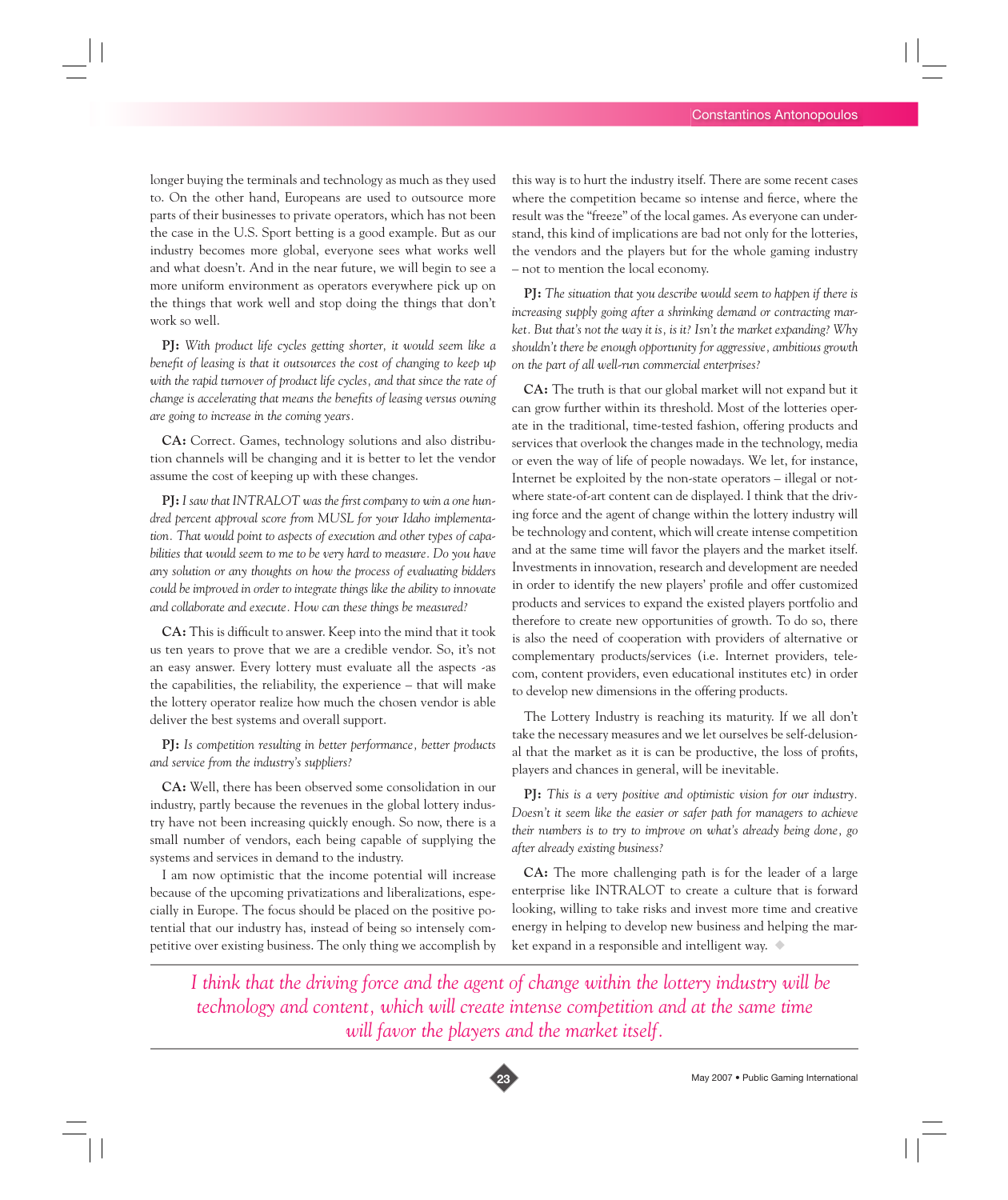longer buying the terminals and technology as much as they used to. On the other hand, Europeans are used to outsource more parts of their businesses to private operators, which has not been the case in the U.S. Sport betting is a good example. But as our industry becomes more global, everyone sees what works well and what doesn't. And in the near future, we will begin to see a more uniform environment as operators everywhere pick up on the things that work well and stop doing the things that don't work so well.

**PJ:** *With product life cycles getting shorter, it would seem like a benefit of leasing is that it outsources the cost of changing to keep up with the rapid turnover of product life cycles, and that since the rate of change is accelerating that means the benefits of leasing versus owning are going to increase in the coming years.*

**CA:** Correct. Games, technology solutions and also distribution channels will be changing and it is better to let the vendor assume the cost of keeping up with these changes.

**PJ:** *I saw that INTRALOT was the first company to win a one hundred percent approval score from MUSL for your Idaho implementation. That would point to aspects of execution and other types of capabilities that would seem to me to be very hard to measure. Do you have any solution or any thoughts on how the process of evaluating bidders could be improved in order to integrate things like the ability to innovate and collaborate and execute. How can these things be measured?*

**CA:** This is difficult to answer. Keep into the mind that it took us ten years to prove that we are a credible vendor. So, it's not an easy answer. Every lottery must evaluate all the aspects -as the capabilities, the reliability, the experience – that will make the lottery operator realize how much the chosen vendor is able deliver the best systems and overall support.

**PJ:** *Is competition resulting in better performance, better products and service from the industry's suppliers?*

**CA:** Well, there has been observed some consolidation in our industry, partly because the revenues in the global lottery industry have not been increasing quickly enough. So now, there is a small number of vendors, each being capable of supplying the systems and services in demand to the industry.

I am now optimistic that the income potential will increase because of the upcoming privatizations and liberalizations, especially in Europe. The focus should be placed on the positive potential that our industry has, instead of being so intensely competitive over existing business. The only thing we accomplish by this way is to hurt the industry itself. There are some recent cases where the competition became so intense and fierce, where the result was the "freeze" of the local games. As everyone can understand, this kind of implications are bad not only for the lotteries, the vendors and the players but for the whole gaming industry – not to mention the local economy.

**PJ:** *The situation that you describe would seem to happen if there is increasing supply going after a shrinking demand or contracting market. But that's not the way it is, is it? Isn't the market expanding? Why shouldn't there be enough opportunity for aggressive, ambitious growth on the part of all well-run commercial enterprises?*

**CA:** The truth is that our global market will not expand but it can grow further within its threshold. Most of the lotteries operate in the traditional, time-tested fashion, offering products and services that overlook the changes made in the technology, media or even the way of life of people nowadays. We let, for instance, Internet be exploited by the non-state operators – illegal or not-where state-of-art content can de displayed. I think that the driving force and the agent of change within the lottery industry will be technology and content, which will create intense competition and at the same time will favor the players and the market itself. Investments in innovation, research and development are needed in order to identify the new players' profile and offer customized products and services to expand the existed players portfolio and therefore to create new opportunities of growth. To do so, there is also the need of cooperation with providers of alternative or complementary products/services (i.e. Internet providers, telecom, content providers, even educational institutes etc) in order to develop new dimensions in the offering products.

The Lottery Industry is reaching its maturity. If we all don't take the necessary measures and we let ourselves be self-delusional that the market as it is can be productive, the loss of profits, players and chances in general, will be inevitable.

**PJ:** *This is a very positive and optimistic vision for our industry. Doesn't it seem like the easier or safer path for managers to achieve their numbers is to try to improve on what's already being done, go after already existing business?*

**CA:** The more challenging path is for the leader of a large enterprise like INTRALOT to create a culture that is forward looking, willing to take risks and invest more time and creative energy in helping to develop new business and helping the market expand in a responsible and intelligent way. ◆

*I think that the driving force and the agent of change within the lottery industry will be technology and content, which will create intense competition and at the same time will favor the players and the market itself.*